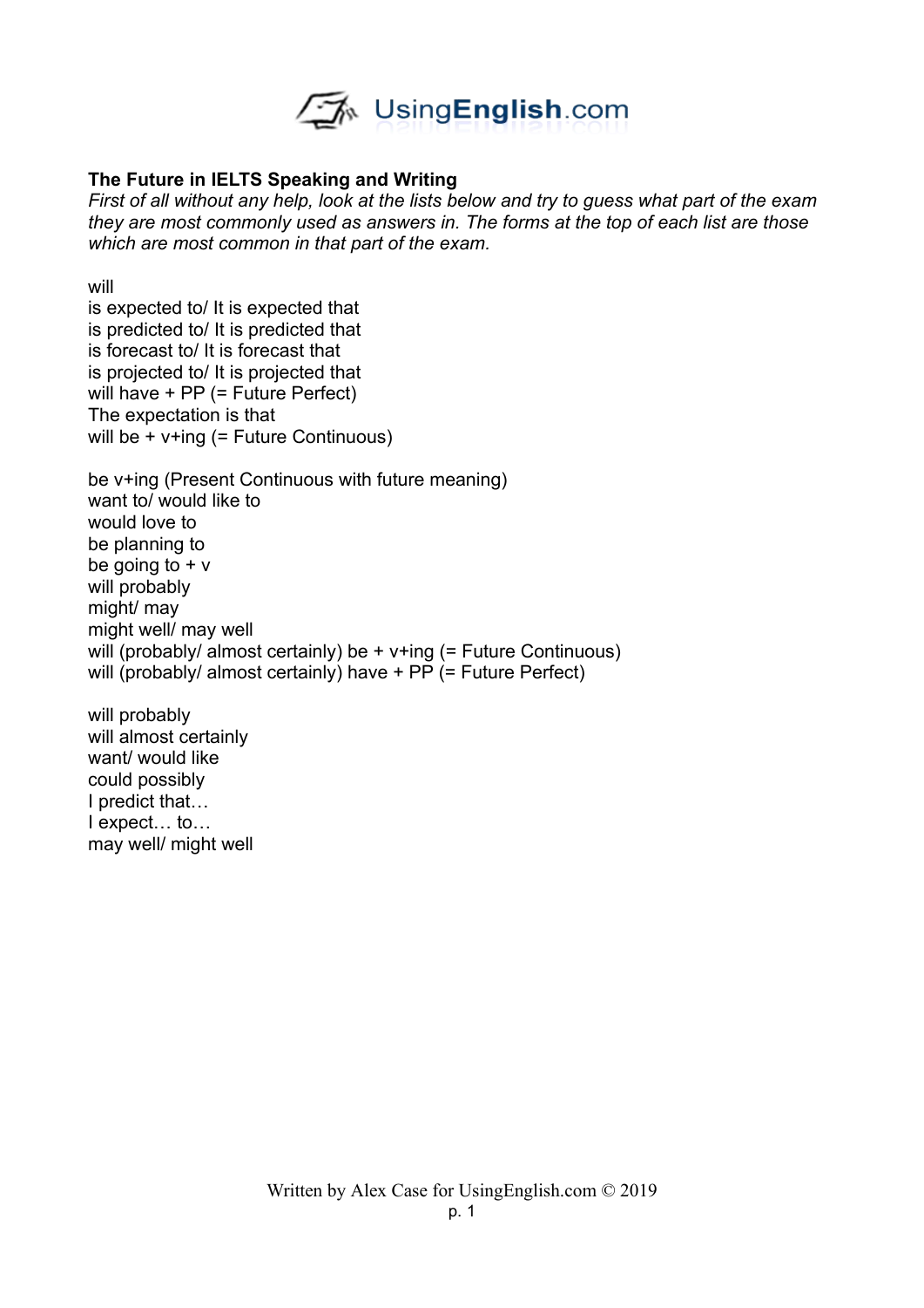**The Future in IELTS Speaking and Writing**

*First of all without any help, look at the lists below and try to guess what part of the exam they are most commonly used as answers in. The forms at the top of each list are those which are most common in that part of the exam.*

will
is expected to/ It is expected that
is predicted to/ It is predicted that
is forecast to/ It is forecast that
is projected to/ It is projected that
will have + PP (= Future Perfect)
The expectation is that
will be + v+ing (= Future Continuous)

be v+ing (Present Continuous with future meaning)
want to/ would like to
would love to
be planning to
be going to + v
will probably
might/ may
might well/ may well
will (probably/ almost certainly) be + v+ing (= Future Continuous)
will (probably/ almost certainly) have + PP (= Future Perfect)

will probably
will almost certainly
want/ would like
could possibly
I predict that…
I expect… to…
may well/ might well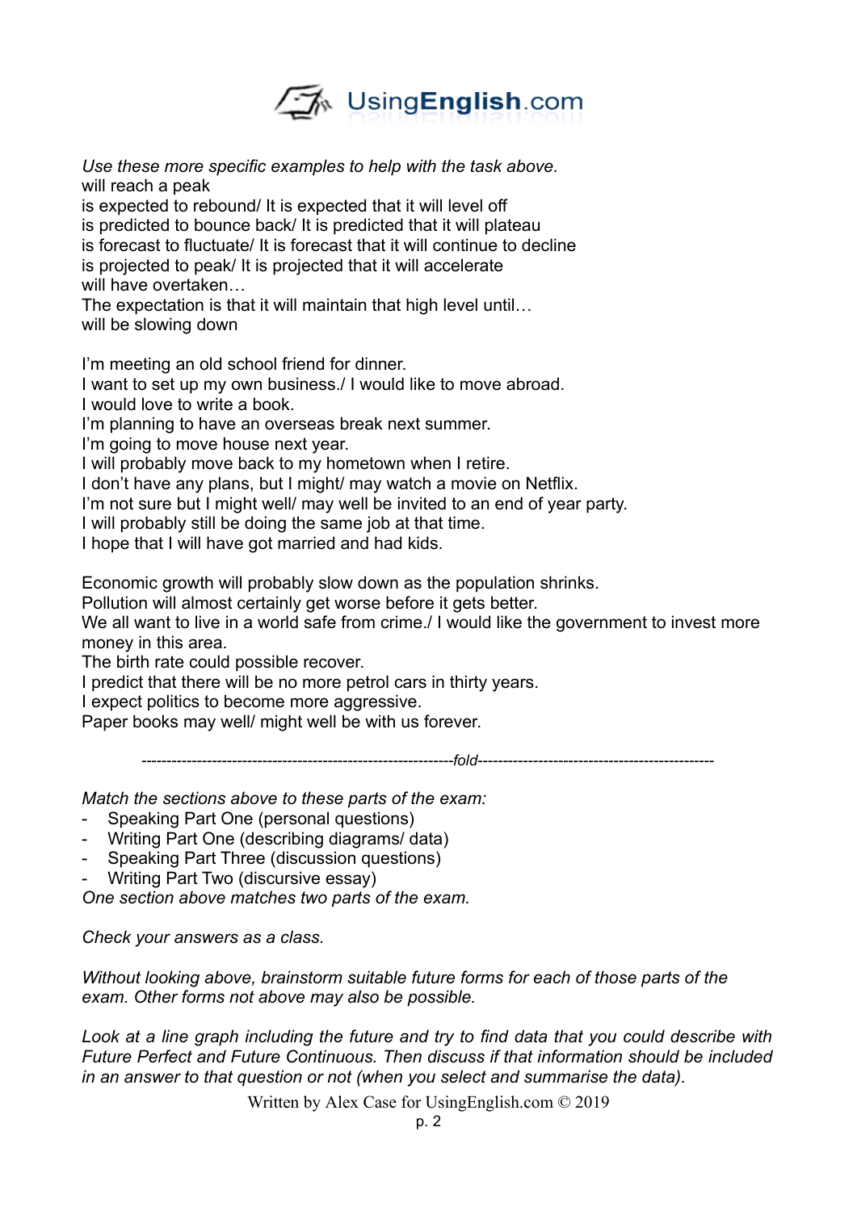*Use these more specific examples to help with the task above.*

will reach a peak
is expected to rebound/ It is expected that it will level off
is predicted to bounce back/ It is predicted that it will plateau
is forecast to fluctuate/ It is forecast that it will continue to decline
is projected to peak/ It is projected that it will accelerate
will have overtaken…
The expectation is that it will maintain that high level until…
will be slowing down

I'm meeting an old school friend for dinner.
I want to set up my own business./ I would like to move abroad.
I would love to write a book.
I'm planning to have an overseas break next summer.
I'm going to move house next year.
I will probably move back to my hometown when I retire.
I don't have any plans, but I might/ may watch a movie on Netflix.
I'm not sure but I might well/ may well be invited to an end of year party.
I will probably still be doing the same job at that time.
I hope that I will have got married and had kids.

Economic growth will probably slow down as the population shrinks.
Pollution will almost certainly get worse before it gets better.
We all want to live in a world safe from crime./ I would like the government to invest more money in this area.
The birth rate could possible recover.
I predict that there will be no more petrol cars in thirty years.
I expect politics to become more aggressive.
Paper books may well/ might well be with us forever.

------------------------------------------------------------*fold*-----------------------------------------------

*Match the sections above to these parts of the exam:*

- Speaking Part One (personal questions)
- Writing Part One (describing diagrams/ data)
- Speaking Part Three (discussion questions)
- Writing Part Two (discursive essay)

*One section above matches two parts of the exam.*

*Check your answers as a class.*

*Without looking above, brainstorm suitable future forms for each of those parts of the exam. Other forms not above may also be possible.*

*Look at a line graph including the future and try to find data that you could describe with Future Perfect and Future Continuous. Then discuss if that information should be included in an answer to that question or not (when you select and summarise the data).*

Written by Alex Case for UsingEnglish.com © 2019